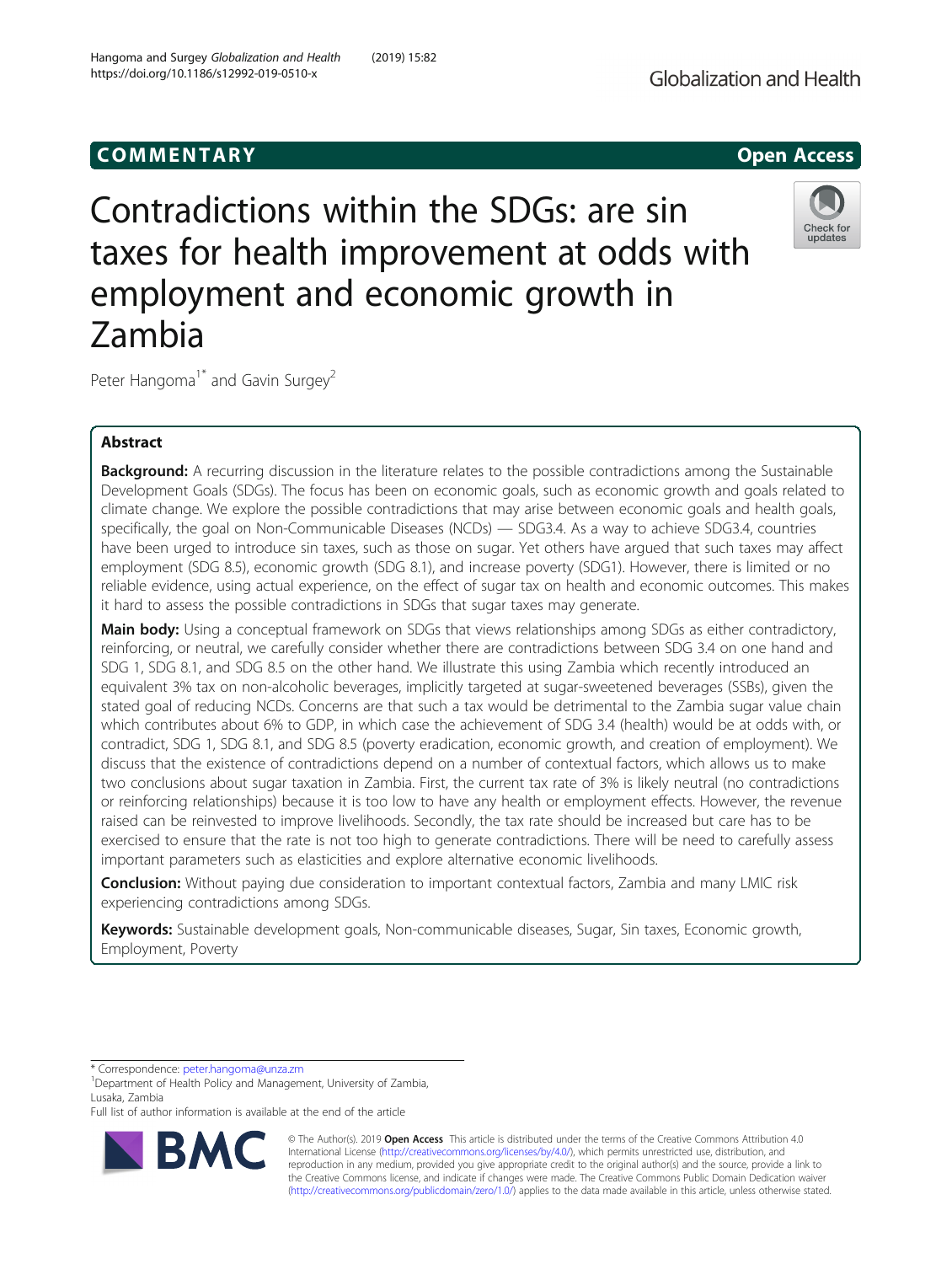COMMENTARY

Open Access

# Contradictions within the SDGs: are sin taxes for health improvement at odds with employment and economic growth in Zambia

Peter Hangoma[1*] and Gavin Surgey[2]

## Abstract

**Background:** A recurring discussion in the literature relates to the possible contradictions among the Sustainable Development Goals (SDGs). The focus has been on economic goals, such as economic growth and goals related to climate change. We explore the possible contradictions that may arise between economic goals and health goals, specifically, the goal on Non-Communicable Diseases (NCDs) — SDG3.4. As a way to achieve SDG3.4, countries have been urged to introduce sin taxes, such as those on sugar. Yet others have argued that such taxes may affect employment (SDG 8.5), economic growth (SDG 8.1), and increase poverty (SDG1). However, there is limited or no reliable evidence, using actual experience, on the effect of sugar tax on health and economic outcomes. This makes it hard to assess the possible contradictions in SDGs that sugar taxes may generate.

**Main body:** Using a conceptual framework on SDGs that views relationships among SDGs as either contradictory, reinforcing, or neutral, we carefully consider whether there are contradictions between SDG 3.4 on one hand and SDG 1, SDG 8.1, and SDG 8.5 on the other hand. We illustrate this using Zambia which recently introduced an equivalent 3% tax on non-alcoholic beverages, implicitly targeted at sugar-sweetened beverages (SSBs), given the stated goal of reducing NCDs. Concerns are that such a tax would be detrimental to the Zambia sugar value chain which contributes about 6% to GDP, in which case the achievement of SDG 3.4 (health) would be at odds with, or contradict, SDG 1, SDG 8.1, and SDG 8.5 (poverty eradication, economic growth, and creation of employment). We discuss that the existence of contradictions depend on a number of contextual factors, which allows us to make two conclusions about sugar taxation in Zambia. First, the current tax rate of 3% is likely neutral (no contradictions or reinforcing relationships) because it is too low to have any health or employment effects. However, the revenue raised can be reinvested to improve livelihoods. Secondly, the tax rate should be increased but care has to be exercised to ensure that the rate is not too high to generate contradictions. There will be need to carefully assess important parameters such as elasticities and explore alternative economic livelihoods.

**Conclusion:** Without paying due consideration to important contextual factors, Zambia and many LMIC risk experiencing contradictions among SDGs.

**Keywords:** Sustainable development goals, Non-communicable diseases, Sugar, Sin taxes, Economic growth, Employment, Poverty

\* Correspondence: peter.hangoma@unza.zm
[1]Department of Health Policy and Management, University of Zambia, Lusaka, Zambia
Full list of author information is available at the end of the article

© The Author(s). 2019 **Open Access** This article is distributed under the terms of the Creative Commons Attribution 4.0 International License (http://creativecommons.org/licenses/by/4.0/), which permits unrestricted use, distribution, and reproduction in any medium, provided you give appropriate credit to the original author(s) and the source, provide a link to the Creative Commons license, and indicate if changes were made. The Creative Commons Public Domain Dedication waiver (http://creativecommons.org/publicdomain/zero/1.0/) applies to the data made available in this article, unless otherwise stated.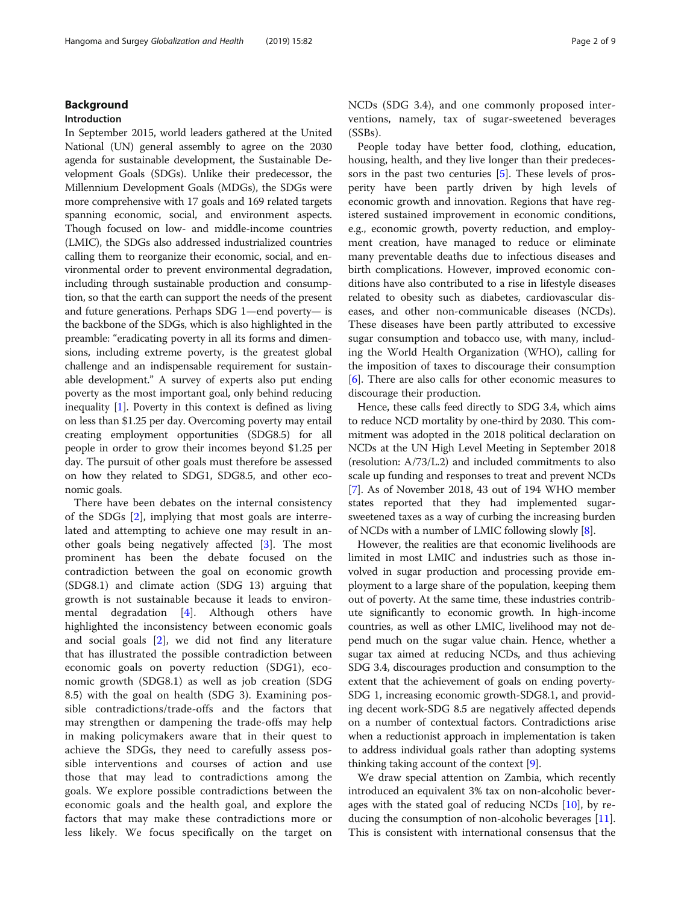## Background

### Introduction

In September 2015, world leaders gathered at the United National (UN) general assembly to agree on the 2030 agenda for sustainable development, the Sustainable Development Goals (SDGs). Unlike their predecessor, the Millennium Development Goals (MDGs), the SDGs were more comprehensive with 17 goals and 169 related targets spanning economic, social, and environment aspects. Though focused on low- and middle-income countries (LMIC), the SDGs also addressed industrialized countries calling them to reorganize their economic, social, and environmental order to prevent environmental degradation, including through sustainable production and consumption, so that the earth can support the needs of the present and future generations. Perhaps SDG 1—end poverty— is the backbone of the SDGs, which is also highlighted in the preamble: "eradicating poverty in all its forms and dimensions, including extreme poverty, is the greatest global challenge and an indispensable requirement for sustainable development." A survey of experts also put ending poverty as the most important goal, only behind reducing inequality [1]. Poverty in this context is defined as living on less than \$1.25 per day. Overcoming poverty may entail creating employment opportunities (SDG8.5) for all people in order to grow their incomes beyond \$1.25 per day. The pursuit of other goals must therefore be assessed on how they related to SDG1, SDG8.5, and other economic goals.

There have been debates on the internal consistency of the SDGs [2], implying that most goals are interrelated and attempting to achieve one may result in another goals being negatively affected [3]. The most prominent has been the debate focused on the contradiction between the goal on economic growth (SDG8.1) and climate action (SDG 13) arguing that growth is not sustainable because it leads to environmental degradation [4]. Although others have highlighted the inconsistency between economic goals and social goals [2], we did not find any literature that has illustrated the possible contradiction between economic goals on poverty reduction (SDG1), economic growth (SDG8.1) as well as job creation (SDG 8.5) with the goal on health (SDG 3). Examining possible contradictions/trade-offs and the factors that may strengthen or dampening the trade-offs may help in making policymakers aware that in their quest to achieve the SDGs, they need to carefully assess possible interventions and courses of action and use those that may lead to contradictions among the goals. We explore possible contradictions between the economic goals and the health goal, and explore the factors that may make these contradictions more or less likely. We focus specifically on the target on NCDs (SDG 3.4), and one commonly proposed interventions, namely, tax of sugar-sweetened beverages (SSBs).

People today have better food, clothing, education, housing, health, and they live longer than their predecessors in the past two centuries [5]. These levels of prosperity have been partly driven by high levels of economic growth and innovation. Regions that have registered sustained improvement in economic conditions, e.g., economic growth, poverty reduction, and employment creation, have managed to reduce or eliminate many preventable deaths due to infectious diseases and birth complications. However, improved economic conditions have also contributed to a rise in lifestyle diseases related to obesity such as diabetes, cardiovascular diseases, and other non-communicable diseases (NCDs). These diseases have been partly attributed to excessive sugar consumption and tobacco use, with many, including the World Health Organization (WHO), calling for the imposition of taxes to discourage their consumption [6]. There are also calls for other economic measures to discourage their production.

Hence, these calls feed directly to SDG 3.4, which aims to reduce NCD mortality by one-third by 2030. This commitment was adopted in the 2018 political declaration on NCDs at the UN High Level Meeting in September 2018 (resolution: A/73/L.2) and included commitments to also scale up funding and responses to treat and prevent NCDs [7]. As of November 2018, 43 out of 194 WHO member states reported that they had implemented sugar-sweetened taxes as a way of curbing the increasing burden of NCDs with a number of LMIC following slowly [8].

However, the realities are that economic livelihoods are limited in most LMIC and industries such as those involved in sugar production and processing provide employment to a large share of the population, keeping them out of poverty. At the same time, these industries contribute significantly to economic growth. In high-income countries, as well as other LMIC, livelihood may not depend much on the sugar value chain. Hence, whether a sugar tax aimed at reducing NCDs, and thus achieving SDG 3.4, discourages production and consumption to the extent that the achievement of goals on ending poverty-SDG 1, increasing economic growth-SDG8.1, and providing decent work-SDG 8.5 are negatively affected depends on a number of contextual factors. Contradictions arise when a reductionist approach in implementation is taken to address individual goals rather than adopting systems thinking taking account of the context [9].

We draw special attention on Zambia, which recently introduced an equivalent 3% tax on non-alcoholic beverages with the stated goal of reducing NCDs [10], by reducing the consumption of non-alcoholic beverages [11]. This is consistent with international consensus that the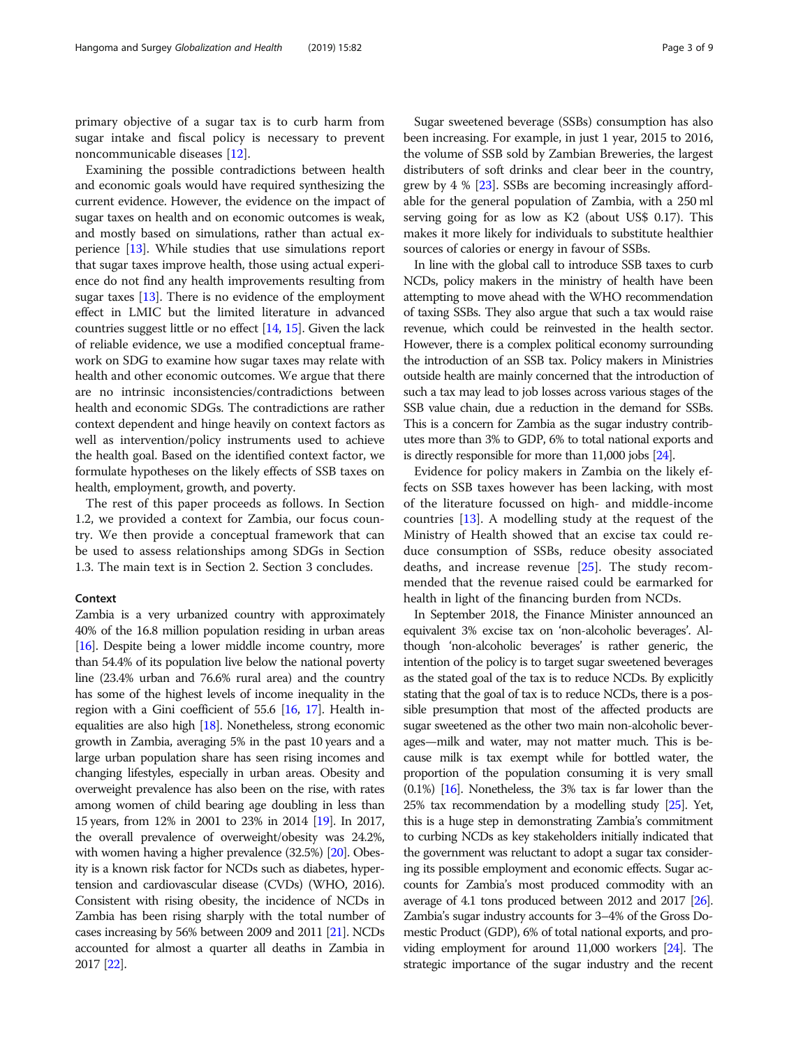primary objective of a sugar tax is to curb harm from sugar intake and fiscal policy is necessary to prevent noncommunicable diseases [12].

Examining the possible contradictions between health and economic goals would have required synthesizing the current evidence. However, the evidence on the impact of sugar taxes on health and on economic outcomes is weak, and mostly based on simulations, rather than actual experience [13]. While studies that use simulations report that sugar taxes improve health, those using actual experience do not find any health improvements resulting from sugar taxes [13]. There is no evidence of the employment effect in LMIC but the limited literature in advanced countries suggest little or no effect [14, 15]. Given the lack of reliable evidence, we use a modified conceptual framework on SDG to examine how sugar taxes may relate with health and other economic outcomes. We argue that there are no intrinsic inconsistencies/contradictions between health and economic SDGs. The contradictions are rather context dependent and hinge heavily on context factors as well as intervention/policy instruments used to achieve the health goal. Based on the identified context factor, we formulate hypotheses on the likely effects of SSB taxes on health, employment, growth, and poverty.

The rest of this paper proceeds as follows. In Section 1.2, we provided a context for Zambia, our focus country. We then provide a conceptual framework that can be used to assess relationships among SDGs in Section 1.3. The main text is in Section 2. Section 3 concludes.

### Context

Zambia is a very urbanized country with approximately 40% of the 16.8 million population residing in urban areas [16]. Despite being a lower middle income country, more than 54.4% of its population live below the national poverty line (23.4% urban and 76.6% rural area) and the country has some of the highest levels of income inequality in the region with a Gini coefficient of 55.6 [16, 17]. Health inequalities are also high [18]. Nonetheless, strong economic growth in Zambia, averaging 5% in the past 10 years and a large urban population share has seen rising incomes and changing lifestyles, especially in urban areas. Obesity and overweight prevalence has also been on the rise, with rates among women of child bearing age doubling in less than 15 years, from 12% in 2001 to 23% in 2014 [19]. In 2017, the overall prevalence of overweight/obesity was 24.2%, with women having a higher prevalence (32.5%) [20]. Obesity is a known risk factor for NCDs such as diabetes, hypertension and cardiovascular disease (CVDs) (WHO, 2016). Consistent with rising obesity, the incidence of NCDs in Zambia has been rising sharply with the total number of cases increasing by 56% between 2009 and 2011 [21]. NCDs accounted for almost a quarter all deaths in Zambia in 2017 [22].

Sugar sweetened beverage (SSBs) consumption has also been increasing. For example, in just 1 year, 2015 to 2016, the volume of SSB sold by Zambian Breweries, the largest distributers of soft drinks and clear beer in the country, grew by 4 % [23]. SSBs are becoming increasingly affordable for the general population of Zambia, with a 250 ml serving going for as low as K2 (about US$ 0.17). This makes it more likely for individuals to substitute healthier sources of calories or energy in favour of SSBs.

In line with the global call to introduce SSB taxes to curb NCDs, policy makers in the ministry of health have been attempting to move ahead with the WHO recommendation of taxing SSBs. They also argue that such a tax would raise revenue, which could be reinvested in the health sector. However, there is a complex political economy surrounding the introduction of an SSB tax. Policy makers in Ministries outside health are mainly concerned that the introduction of such a tax may lead to job losses across various stages of the SSB value chain, due a reduction in the demand for SSBs. This is a concern for Zambia as the sugar industry contributes more than 3% to GDP, 6% to total national exports and is directly responsible for more than 11,000 jobs [24].

Evidence for policy makers in Zambia on the likely effects on SSB taxes however has been lacking, with most of the literature focussed on high- and middle-income countries [13]. A modelling study at the request of the Ministry of Health showed that an excise tax could reduce consumption of SSBs, reduce obesity associated deaths, and increase revenue [25]. The study recommended that the revenue raised could be earmarked for health in light of the financing burden from NCDs.

In September 2018, the Finance Minister announced an equivalent 3% excise tax on 'non-alcoholic beverages'. Although 'non-alcoholic beverages' is rather generic, the intention of the policy is to target sugar sweetened beverages as the stated goal of the tax is to reduce NCDs. By explicitly stating that the goal of tax is to reduce NCDs, there is a possible presumption that most of the affected products are sugar sweetened as the other two main non-alcoholic beverages—milk and water, may not matter much. This is because milk is tax exempt while for bottled water, the proportion of the population consuming it is very small (0.1%) [16]. Nonetheless, the 3% tax is far lower than the 25% tax recommendation by a modelling study [25]. Yet, this is a huge step in demonstrating Zambia's commitment to curbing NCDs as key stakeholders initially indicated that the government was reluctant to adopt a sugar tax considering its possible employment and economic effects. Sugar accounts for Zambia's most produced commodity with an average of 4.1 tons produced between 2012 and 2017 [26]. Zambia's sugar industry accounts for 3–4% of the Gross Domestic Product (GDP), 6% of total national exports, and providing employment for around 11,000 workers [24]. The strategic importance of the sugar industry and the recent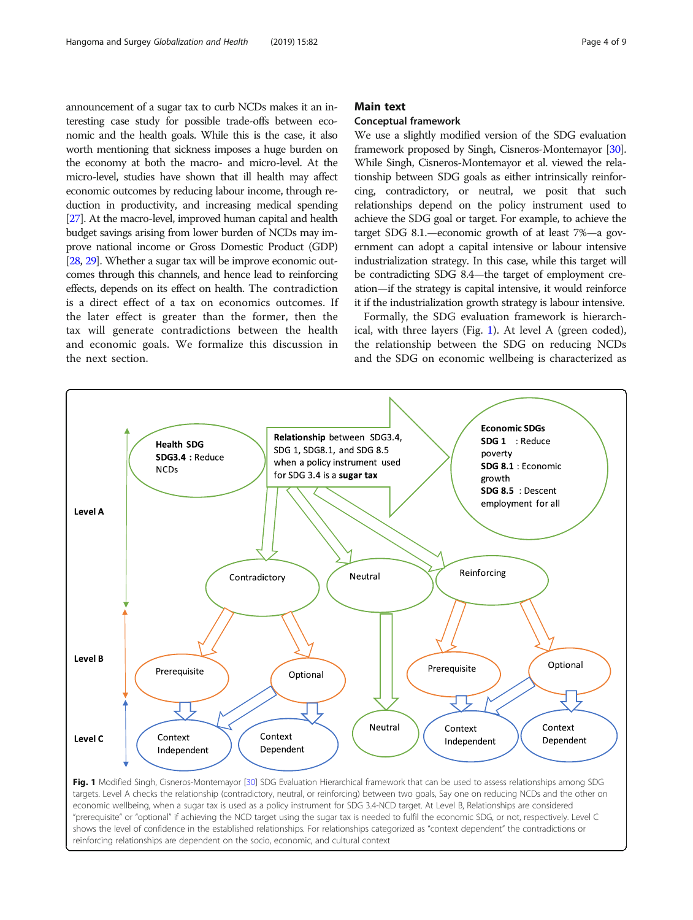announcement of a sugar tax to curb NCDs makes it an interesting case study for possible trade-offs between economic and the health goals. While this is the case, it also worth mentioning that sickness imposes a huge burden on the economy at both the macro- and micro-level. At the micro-level, studies have shown that ill health may affect economic outcomes by reducing labour income, through reduction in productivity, and increasing medical spending [27]. At the macro-level, improved human capital and health budget savings arising from lower burden of NCDs may improve national income or Gross Domestic Product (GDP) [28, 29]. Whether a sugar tax will be improve economic outcomes through this channels, and hence lead to reinforcing effects, depends on its effect on health. The contradiction is a direct effect of a tax on economics outcomes. If the later effect is greater than the former, then the tax will generate contradictions between the health and economic goals. We formalize this discussion in the next section.

## Main text

### Conceptual framework

We use a slightly modified version of the SDG evaluation framework proposed by Singh, Cisneros-Montemayor [30]. While Singh, Cisneros-Montemayor et al. viewed the relationship between SDG goals as either intrinsically reinforcing, contradictory, or neutral, we posit that such relationships depend on the policy instrument used to achieve the SDG goal or target. For example, to achieve the target SDG 8.1.—economic growth of at least 7%—a government can adopt a capital intensive or labour intensive industrialization strategy. In this case, while this target will be contradicting SDG 8.4—the target of employment creation—if the strategy is capital intensive, it would reinforce it if the industrialization growth strategy is labour intensive.

Formally, the SDG evaluation framework is hierarchical, with three layers (Fig. 1). At level A (green coded), the relationship between the SDG on reducing NCDs and the SDG on economic wellbeing is characterized as

Fig. 1 Modified Singh, Cisneros-Montemayor [30] SDG Evaluation Hierarchical framework that can be used to assess relationships among SDG targets. Level A checks the relationship (contradictory, neutral, or reinforcing) between two goals, Say one on reducing NCDs and the other on economic wellbeing, when a sugar tax is used as a policy instrument for SDG 3.4-NCD target. At Level B, Relationships are considered "prerequisite" or "optional" if achieving the NCD target using the sugar tax is needed to fulfil the economic SDG, or not, respectively. Level C shows the level of confidence in the established relationships. For relationships categorized as "context dependent" the contradictions or reinforcing relationships are dependent on the socio, economic, and cultural context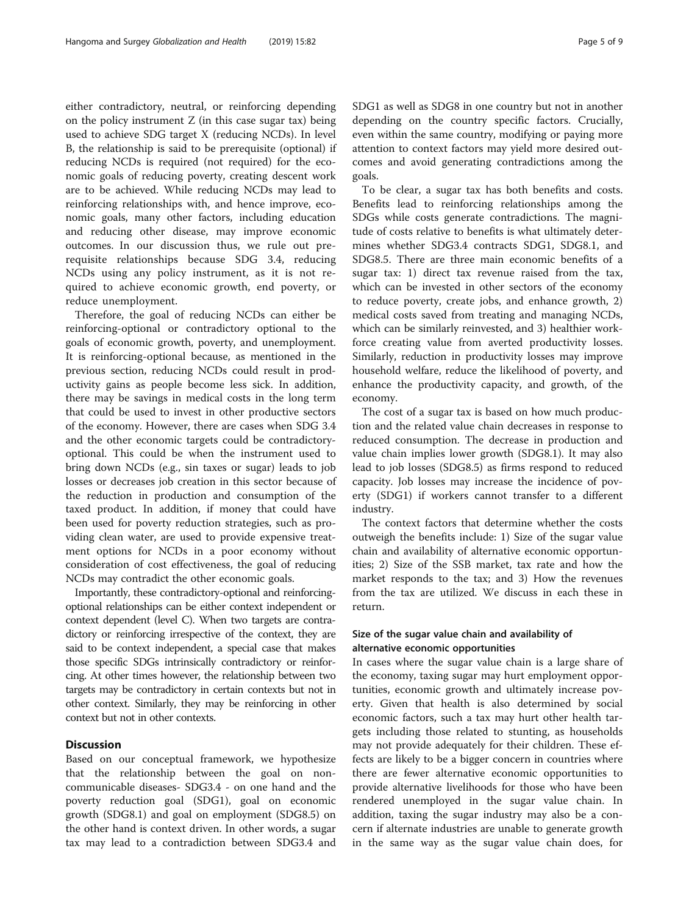either contradictory, neutral, or reinforcing depending on the policy instrument Z (in this case sugar tax) being used to achieve SDG target X (reducing NCDs). In level B, the relationship is said to be prerequisite (optional) if reducing NCDs is required (not required) for the economic goals of reducing poverty, creating descent work are to be achieved. While reducing NCDs may lead to reinforcing relationships with, and hence improve, economic goals, many other factors, including education and reducing other disease, may improve economic outcomes. In our discussion thus, we rule out prerequisite relationships because SDG 3.4, reducing NCDs using any policy instrument, as it is not required to achieve economic growth, end poverty, or reduce unemployment.

Therefore, the goal of reducing NCDs can either be reinforcing-optional or contradictory optional to the goals of economic growth, poverty, and unemployment. It is reinforcing-optional because, as mentioned in the previous section, reducing NCDs could result in productivity gains as people become less sick. In addition, there may be savings in medical costs in the long term that could be used to invest in other productive sectors of the economy. However, there are cases when SDG 3.4 and the other economic targets could be contradictory-optional. This could be when the instrument used to bring down NCDs (e.g., sin taxes or sugar) leads to job losses or decreases job creation in this sector because of the reduction in production and consumption of the taxed product. In addition, if money that could have been used for poverty reduction strategies, such as providing clean water, are used to provide expensive treatment options for NCDs in a poor economy without consideration of cost effectiveness, the goal of reducing NCDs may contradict the other economic goals.

Importantly, these contradictory-optional and reinforcing-optional relationships can be either context independent or context dependent (level C). When two targets are contradictory or reinforcing irrespective of the context, they are said to be context independent, a special case that makes those specific SDGs intrinsically contradictory or reinforcing. At other times however, the relationship between two targets may be contradictory in certain contexts but not in other context. Similarly, they may be reinforcing in other context but not in other contexts.

## Discussion

Based on our conceptual framework, we hypothesize that the relationship between the goal on non-communicable diseases- SDG3.4 - on one hand and the poverty reduction goal (SDG1), goal on economic growth (SDG8.1) and goal on employment (SDG8.5) on the other hand is context driven. In other words, a sugar tax may lead to a contradiction between SDG3.4 and SDG1 as well as SDG8 in one country but not in another depending on the country specific factors. Crucially, even within the same country, modifying or paying more attention to context factors may yield more desired outcomes and avoid generating contradictions among the goals.

To be clear, a sugar tax has both benefits and costs. Benefits lead to reinforcing relationships among the SDGs while costs generate contradictions. The magnitude of costs relative to benefits is what ultimately determines whether SDG3.4 contracts SDG1, SDG8.1, and SDG8.5. There are three main economic benefits of a sugar tax: 1) direct tax revenue raised from the tax, which can be invested in other sectors of the economy to reduce poverty, create jobs, and enhance growth, 2) medical costs saved from treating and managing NCDs, which can be similarly reinvested, and 3) healthier workforce creating value from averted productivity losses. Similarly, reduction in productivity losses may improve household welfare, reduce the likelihood of poverty, and enhance the productivity capacity, and growth, of the economy.

The cost of a sugar tax is based on how much production and the related value chain decreases in response to reduced consumption. The decrease in production and value chain implies lower growth (SDG8.1). It may also lead to job losses (SDG8.5) as firms respond to reduced capacity. Job losses may increase the incidence of poverty (SDG1) if workers cannot transfer to a different industry.

The context factors that determine whether the costs outweigh the benefits include: 1) Size of the sugar value chain and availability of alternative economic opportunities; 2) Size of the SSB market, tax rate and how the market responds to the tax; and 3) How the revenues from the tax are utilized. We discuss in each these in return.

### Size of the sugar value chain and availability of alternative economic opportunities

In cases where the sugar value chain is a large share of the economy, taxing sugar may hurt employment opportunities, economic growth and ultimately increase poverty. Given that health is also determined by social economic factors, such a tax may hurt other health targets including those related to stunting, as households may not provide adequately for their children. These effects are likely to be a bigger concern in countries where there are fewer alternative economic opportunities to provide alternative livelihoods for those who have been rendered unemployed in the sugar value chain. In addition, taxing the sugar industry may also be a concern if alternate industries are unable to generate growth in the same way as the sugar value chain does, for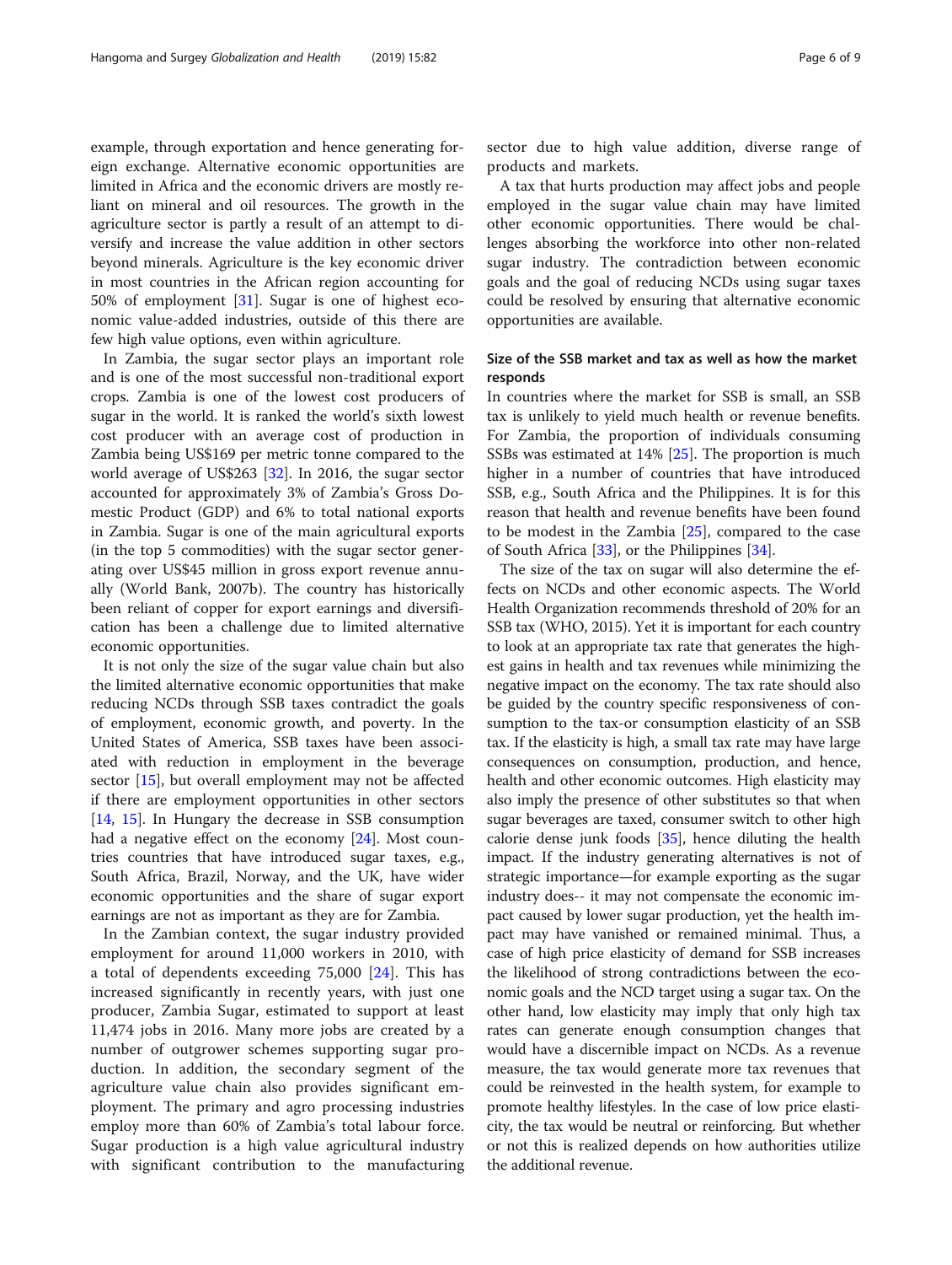example, through exportation and hence generating foreign exchange. Alternative economic opportunities are limited in Africa and the economic drivers are mostly reliant on mineral and oil resources. The growth in the agriculture sector is partly a result of an attempt to diversify and increase the value addition in other sectors beyond minerals. Agriculture is the key economic driver in most countries in the African region accounting for 50% of employment [31]. Sugar is one of highest economic value-added industries, outside of this there are few high value options, even within agriculture.

In Zambia, the sugar sector plays an important role and is one of the most successful non-traditional export crops. Zambia is one of the lowest cost producers of sugar in the world. It is ranked the world's sixth lowest cost producer with an average cost of production in Zambia being US$169 per metric tonne compared to the world average of US$263 [32]. In 2016, the sugar sector accounted for approximately 3% of Zambia's Gross Domestic Product (GDP) and 6% to total national exports in Zambia. Sugar is one of the main agricultural exports (in the top 5 commodities) with the sugar sector generating over US$45 million in gross export revenue annually (World Bank, 2007b). The country has historically been reliant of copper for export earnings and diversification has been a challenge due to limited alternative economic opportunities.

It is not only the size of the sugar value chain but also the limited alternative economic opportunities that make reducing NCDs through SSB taxes contradict the goals of employment, economic growth, and poverty. In the United States of America, SSB taxes have been associated with reduction in employment in the beverage sector [15], but overall employment may not be affected if there are employment opportunities in other sectors [14, 15]. In Hungary the decrease in SSB consumption had a negative effect on the economy [24]. Most countries countries that have introduced sugar taxes, e.g., South Africa, Brazil, Norway, and the UK, have wider economic opportunities and the share of sugar export earnings are not as important as they are for Zambia.

In the Zambian context, the sugar industry provided employment for around 11,000 workers in 2010, with a total of dependents exceeding 75,000 [24]. This has increased significantly in recently years, with just one producer, Zambia Sugar, estimated to support at least 11,474 jobs in 2016. Many more jobs are created by a number of outgrower schemes supporting sugar production. In addition, the secondary segment of the agriculture value chain also provides significant employment. The primary and agro processing industries employ more than 60% of Zambia's total labour force. Sugar production is a high value agricultural industry with significant contribution to the manufacturing sector due to high value addition, diverse range of products and markets.

A tax that hurts production may affect jobs and people employed in the sugar value chain may have limited other economic opportunities. There would be challenges absorbing the workforce into other non-related sugar industry. The contradiction between economic goals and the goal of reducing NCDs using sugar taxes could be resolved by ensuring that alternative economic opportunities are available.

### Size of the SSB market and tax as well as how the market responds

In countries where the market for SSB is small, an SSB tax is unlikely to yield much health or revenue benefits. For Zambia, the proportion of individuals consuming SSBs was estimated at 14% [25]. The proportion is much higher in a number of countries that have introduced SSB, e.g., South Africa and the Philippines. It is for this reason that health and revenue benefits have been found to be modest in the Zambia [25], compared to the case of South Africa [33], or the Philippines [34].

The size of the tax on sugar will also determine the effects on NCDs and other economic aspects. The World Health Organization recommends threshold of 20% for an SSB tax (WHO, 2015). Yet it is important for each country to look at an appropriate tax rate that generates the highest gains in health and tax revenues while minimizing the negative impact on the economy. The tax rate should also be guided by the country specific responsiveness of consumption to the tax-or consumption elasticity of an SSB tax. If the elasticity is high, a small tax rate may have large consequences on consumption, production, and hence, health and other economic outcomes. High elasticity may also imply the presence of other substitutes so that when sugar beverages are taxed, consumer switch to other high calorie dense junk foods [35], hence diluting the health impact. If the industry generating alternatives is not of strategic importance—for example exporting as the sugar industry does-- it may not compensate the economic impact caused by lower sugar production, yet the health impact may have vanished or remained minimal. Thus, a case of high price elasticity of demand for SSB increases the likelihood of strong contradictions between the economic goals and the NCD target using a sugar tax. On the other hand, low elasticity may imply that only high tax rates can generate enough consumption changes that would have a discernible impact on NCDs. As a revenue measure, the tax would generate more tax revenues that could be reinvested in the health system, for example to promote healthy lifestyles. In the case of low price elasticity, the tax would be neutral or reinforcing. But whether or not this is realized depends on how authorities utilize the additional revenue.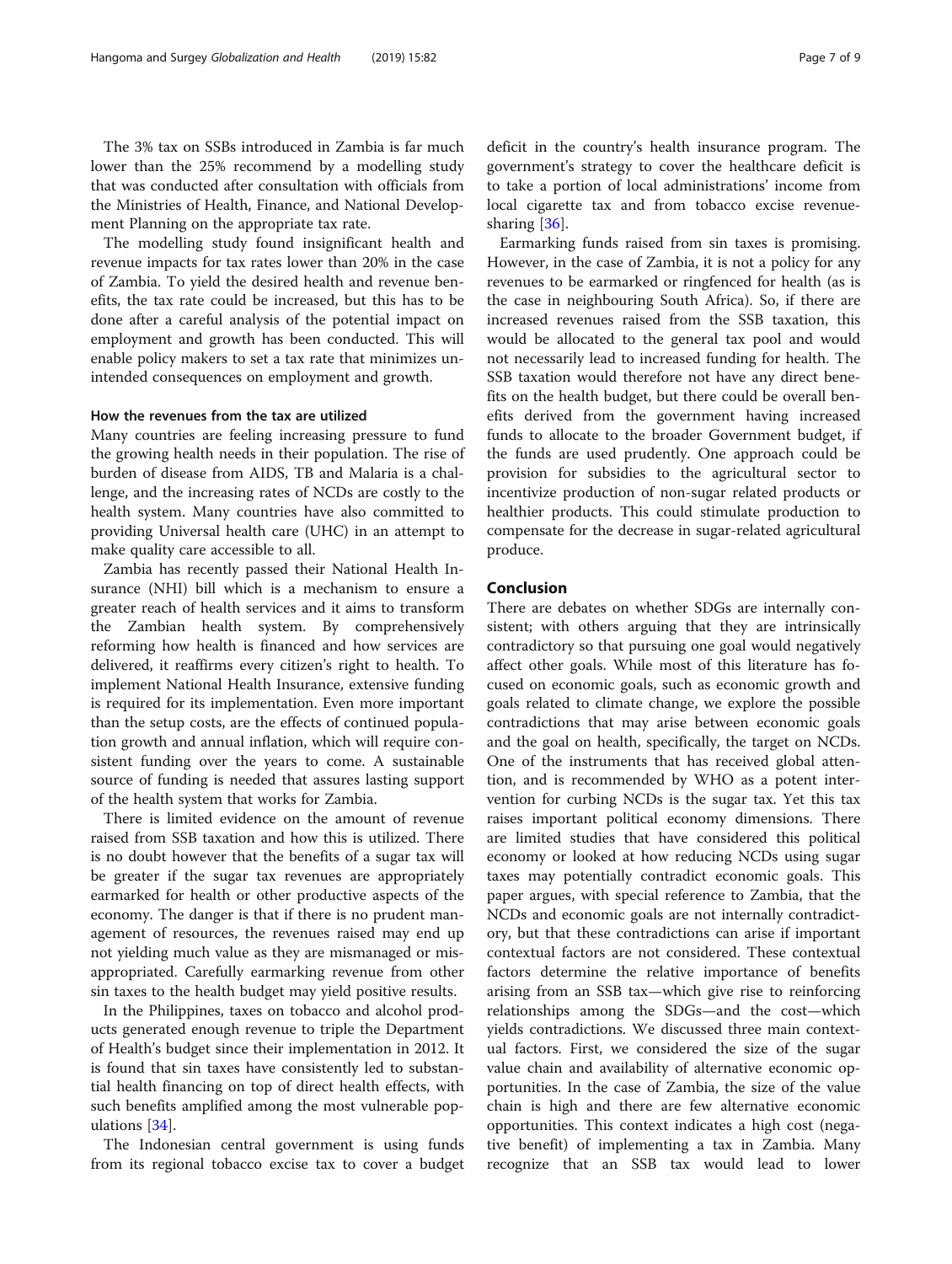The 3% tax on SSBs introduced in Zambia is far much lower than the 25% recommend by a modelling study that was conducted after consultation with officials from the Ministries of Health, Finance, and National Development Planning on the appropriate tax rate.

The modelling study found insignificant health and revenue impacts for tax rates lower than 20% in the case of Zambia. To yield the desired health and revenue benefits, the tax rate could be increased, but this has to be done after a careful analysis of the potential impact on employment and growth has been conducted. This will enable policy makers to set a tax rate that minimizes unintended consequences on employment and growth.

### How the revenues from the tax are utilized

Many countries are feeling increasing pressure to fund the growing health needs in their population. The rise of burden of disease from AIDS, TB and Malaria is a challenge, and the increasing rates of NCDs are costly to the health system. Many countries have also committed to providing Universal health care (UHC) in an attempt to make quality care accessible to all.

Zambia has recently passed their National Health Insurance (NHI) bill which is a mechanism to ensure a greater reach of health services and it aims to transform the Zambian health system. By comprehensively reforming how health is financed and how services are delivered, it reaffirms every citizen's right to health. To implement National Health Insurance, extensive funding is required for its implementation. Even more important than the setup costs, are the effects of continued population growth and annual inflation, which will require consistent funding over the years to come. A sustainable source of funding is needed that assures lasting support of the health system that works for Zambia.

There is limited evidence on the amount of revenue raised from SSB taxation and how this is utilized. There is no doubt however that the benefits of a sugar tax will be greater if the sugar tax revenues are appropriately earmarked for health or other productive aspects of the economy. The danger is that if there is no prudent management of resources, the revenues raised may end up not yielding much value as they are mismanaged or misappropriated. Carefully earmarking revenue from other sin taxes to the health budget may yield positive results.

In the Philippines, taxes on tobacco and alcohol products generated enough revenue to triple the Department of Health's budget since their implementation in 2012. It is found that sin taxes have consistently led to substantial health financing on top of direct health effects, with such benefits amplified among the most vulnerable populations [34].

The Indonesian central government is using funds from its regional tobacco excise tax to cover a budget deficit in the country's health insurance program. The government's strategy to cover the healthcare deficit is to take a portion of local administrations' income from local cigarette tax and from tobacco excise revenue-sharing [36].

Earmarking funds raised from sin taxes is promising. However, in the case of Zambia, it is not a policy for any revenues to be earmarked or ringfenced for health (as is the case in neighbouring South Africa). So, if there are increased revenues raised from the SSB taxation, this would be allocated to the general tax pool and would not necessarily lead to increased funding for health. The SSB taxation would therefore not have any direct benefits on the health budget, but there could be overall benefits derived from the government having increased funds to allocate to the broader Government budget, if the funds are used prudently. One approach could be provision for subsidies to the agricultural sector to incentivize production of non-sugar related products or healthier products. This could stimulate production to compensate for the decrease in sugar-related agricultural produce.

## Conclusion

There are debates on whether SDGs are internally consistent; with others arguing that they are intrinsically contradictory so that pursuing one goal would negatively affect other goals. While most of this literature has focused on economic goals, such as economic growth and goals related to climate change, we explore the possible contradictions that may arise between economic goals and the goal on health, specifically, the target on NCDs. One of the instruments that has received global attention, and is recommended by WHO as a potent intervention for curbing NCDs is the sugar tax. Yet this tax raises important political economy dimensions. There are limited studies that have considered this political economy or looked at how reducing NCDs using sugar taxes may potentially contradict economic goals. This paper argues, with special reference to Zambia, that the NCDs and economic goals are not internally contradictory, but that these contradictions can arise if important contextual factors are not considered. These contextual factors determine the relative importance of benefits arising from an SSB tax—which give rise to reinforcing relationships among the SDGs—and the cost—which yields contradictions. We discussed three main contextual factors. First, we considered the size of the sugar value chain and availability of alternative economic opportunities. In the case of Zambia, the size of the value chain is high and there are few alternative economic opportunities. This context indicates a high cost (negative benefit) of implementing a tax in Zambia. Many recognize that an SSB tax would lead to lower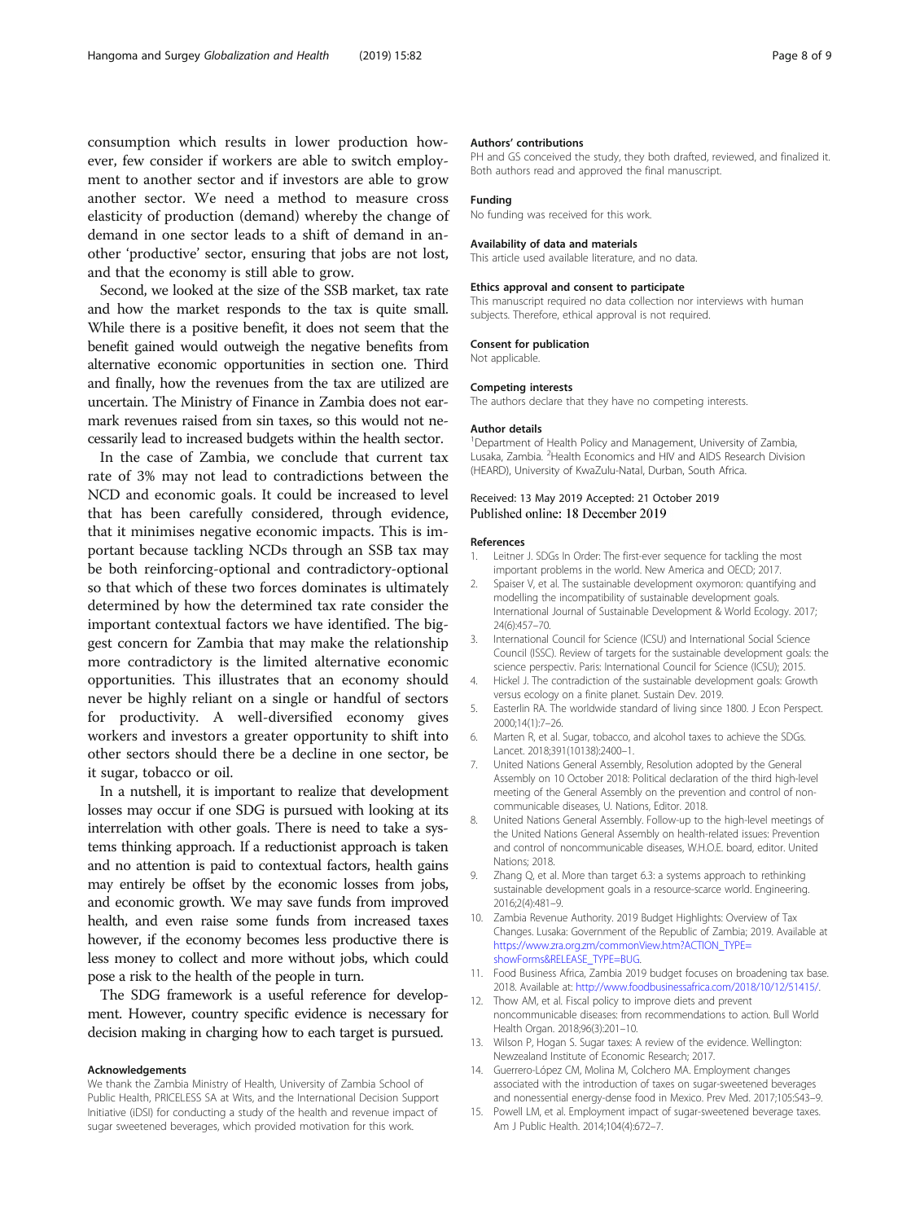consumption which results in lower production however, few consider if workers are able to switch employment to another sector and if investors are able to grow another sector. We need a method to measure cross elasticity of production (demand) whereby the change of demand in one sector leads to a shift of demand in another 'productive' sector, ensuring that jobs are not lost, and that the economy is still able to grow.

Second, we looked at the size of the SSB market, tax rate and how the market responds to the tax is quite small. While there is a positive benefit, it does not seem that the benefit gained would outweigh the negative benefits from alternative economic opportunities in section one. Third and finally, how the revenues from the tax are utilized are uncertain. The Ministry of Finance in Zambia does not earmark revenues raised from sin taxes, so this would not necessarily lead to increased budgets within the health sector.

In the case of Zambia, we conclude that current tax rate of 3% may not lead to contradictions between the NCD and economic goals. It could be increased to level that has been carefully considered, through evidence, that it minimises negative economic impacts. This is important because tackling NCDs through an SSB tax may be both reinforcing-optional and contradictory-optional so that which of these two forces dominates is ultimately determined by how the determined tax rate consider the important contextual factors we have identified. The biggest concern for Zambia that may make the relationship more contradictory is the limited alternative economic opportunities. This illustrates that an economy should never be highly reliant on a single or handful of sectors for productivity. A well-diversified economy gives workers and investors a greater opportunity to shift into other sectors should there be a decline in one sector, be it sugar, tobacco or oil.

In a nutshell, it is important to realize that development losses may occur if one SDG is pursued with looking at its interrelation with other goals. There is need to take a systems thinking approach. If a reductionist approach is taken and no attention is paid to contextual factors, health gains may entirely be offset by the economic losses from jobs, and economic growth. We may save funds from improved health, and even raise some funds from increased taxes however, if the economy becomes less productive there is less money to collect and more without jobs, which could pose a risk to the health of the people in turn.

The SDG framework is a useful reference for development. However, country specific evidence is necessary for decision making in charging how to each target is pursued.

#### Acknowledgements
We thank the Zambia Ministry of Health, University of Zambia School of Public Health, PRICELESS SA at Wits, and the International Decision Support Initiative (iDSI) for conducting a study of the health and revenue impact of sugar sweetened beverages, which provided motivation for this work.

#### Authors' contributions
PH and GS conceived the study, they both drafted, reviewed, and finalized it. Both authors read and approved the final manuscript.

#### Funding
No funding was received for this work.

#### Availability of data and materials
This article used available literature, and no data.

#### Ethics approval and consent to participate
This manuscript required no data collection nor interviews with human subjects. Therefore, ethical approval is not required.

#### Consent for publication
Not applicable.

#### Competing interests
The authors declare that they have no competing interests.

#### Author details
[1]Department of Health Policy and Management, University of Zambia, Lusaka, Zambia. [2]Health Economics and HIV and AIDS Research Division (HEARD), University of KwaZulu-Natal, Durban, South Africa.

Received: 13 May 2019 Accepted: 21 October 2019
Published online: 18 December 2019

#### References
1. Leitner J. SDGs In Order: The first-ever sequence for tackling the most important problems in the world. New America and OECD; 2017.
2. Spaiser V, et al. The sustainable development oxymoron: quantifying and modelling the incompatibility of sustainable development goals. International Journal of Sustainable Development & World Ecology. 2017; 24(6):457–70.
3. International Council for Science (ICSU) and International Social Science Council (ISSC). Review of targets for the sustainable development goals: the science perspectiv. Paris: International Council for Science (ICSU); 2015.
4. Hickel J. The contradiction of the sustainable development goals: Growth versus ecology on a finite planet. Sustain Dev. 2019.
5. Easterlin RA. The worldwide standard of living since 1800. J Econ Perspect. 2000;14(1):7–26.
6. Marten R, et al. Sugar, tobacco, and alcohol taxes to achieve the SDGs. Lancet. 2018;391(10138):2400–1.
7. United Nations General Assembly, Resolution adopted by the General Assembly on 10 October 2018: Political declaration of the third high-level meeting of the General Assembly on the prevention and control of non-communicable diseases, U. Nations, Editor. 2018.
8. United Nations General Assembly. Follow-up to the high-level meetings of the United Nations General Assembly on health-related issues: Prevention and control of noncommunicable diseases, W.H.O.E. board, editor. United Nations; 2018.
9. Zhang Q, et al. More than target 6.3: a systems approach to rethinking sustainable development goals in a resource-scarce world. Engineering. 2016;2(4):481–9.
10. Zambia Revenue Authority. 2019 Budget Highlights: Overview of Tax Changes. Lusaka: Government of the Republic of Zambia; 2019. Available at https://www.zra.org.zm/commonView.htm?ACTION_TYPE=showForms&RELEASE_TYPE=BUG.
11. Food Business Africa, Zambia 2019 budget focuses on broadening tax base. 2018. Available at: http://www.foodbusinessafrica.com/2018/10/12/51415/.
12. Thow AM, et al. Fiscal policy to improve diets and prevent noncommunicable diseases: from recommendations to action. Bull World Health Organ. 2018;96(3):201–10.
13. Wilson P, Hogan S. Sugar taxes: A review of the evidence. Wellington: Newzealand Institute of Economic Research; 2017.
14. Guerrero-López CM, Molina M, Colchero MA. Employment changes associated with the introduction of taxes on sugar-sweetened beverages and nonessential energy-dense food in Mexico. Prev Med. 2017;105:S43–9.
15. Powell LM, et al. Employment impact of sugar-sweetened beverage taxes. Am J Public Health. 2014;104(4):672–7.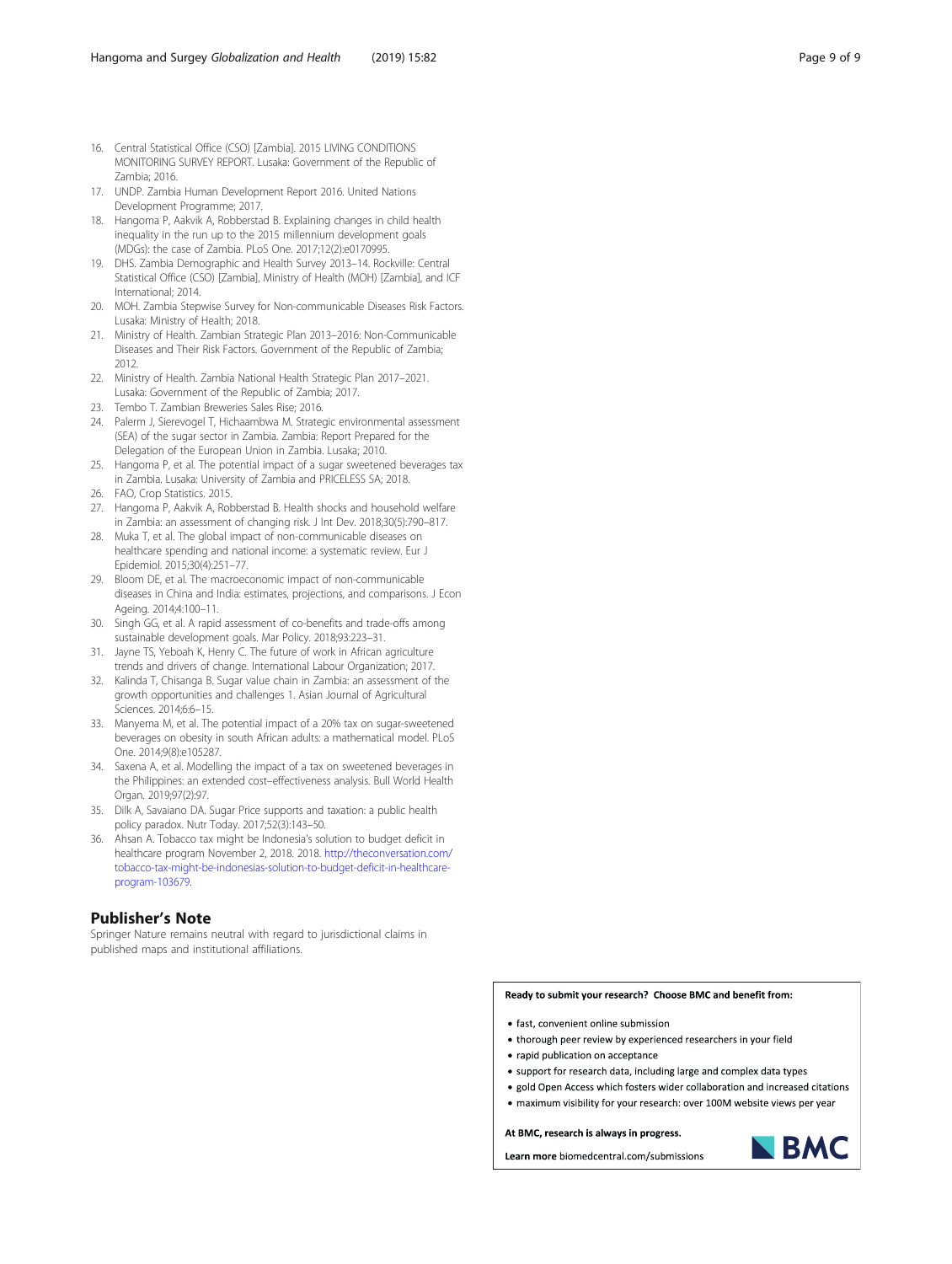16. Central Statistical Office (CSO) [Zambia]. 2015 LIVING CONDITIONS MONITORING SURVEY REPORT. Lusaka: Government of the Republic of Zambia; 2016.
17. UNDP. Zambia Human Development Report 2016. United Nations Development Programme; 2017.
18. Hangoma P, Aakvik A, Robberstad B. Explaining changes in child health inequality in the run up to the 2015 millennium development goals (MDGs): the case of Zambia. PLoS One. 2017;12(2):e0170995.
19. DHS. Zambia Demographic and Health Survey 2013–14. Rockville: Central Statistical Office (CSO) [Zambia], Ministry of Health (MOH) [Zambia], and ICF International; 2014.
20. MOH. Zambia Stepwise Survey for Non-communicable Diseases Risk Factors. Lusaka: Ministry of Health; 2018.
21. Ministry of Health. Zambian Strategic Plan 2013–2016: Non-Communicable Diseases and Their Risk Factors. Government of the Republic of Zambia; 2012.
22. Ministry of Health. Zambia National Health Strategic Plan 2017–2021. Lusaka: Government of the Republic of Zambia; 2017.
23. Tembo T. Zambian Breweries Sales Rise; 2016.
24. Palerm J, Sierevogel T, Hichaambwa M. Strategic environmental assessment (SEA) of the sugar sector in Zambia. Zambia: Report Prepared for the Delegation of the European Union in Zambia. Lusaka; 2010.
25. Hangoma P, et al. The potential impact of a sugar sweetened beverages tax in Zambia. Lusaka: University of Zambia and PRICELESS SA; 2018.
26. FAO, Crop Statistics. 2015.
27. Hangoma P, Aakvik A, Robberstad B. Health shocks and household welfare in Zambia: an assessment of changing risk. J Int Dev. 2018;30(5):790–817.
28. Muka T, et al. The global impact of non-communicable diseases on healthcare spending and national income: a systematic review. Eur J Epidemiol. 2015;30(4):251–77.
29. Bloom DE, et al. The macroeconomic impact of non-communicable diseases in China and India: estimates, projections, and comparisons. J Econ Ageing. 2014;4:100–11.
30. Singh GG, et al. A rapid assessment of co-benefits and trade-offs among sustainable development goals. Mar Policy. 2018;93:223–31.
31. Jayne TS, Yeboah K, Henry C. The future of work in African agriculture trends and drivers of change. International Labour Organization; 2017.
32. Kalinda T, Chisanga B. Sugar value chain in Zambia: an assessment of the growth opportunities and challenges 1. Asian Journal of Agricultural Sciences. 2014;6:6–15.
33. Manyema M, et al. The potential impact of a 20% tax on sugar-sweetened beverages on obesity in south African adults: a mathematical model. PLoS One. 2014;9(8):e105287.
34. Saxena A, et al. Modelling the impact of a tax on sweetened beverages in the Philippines: an extended cost–effectiveness analysis. Bull World Health Organ. 2019;97(2):97.
35. Dilk A, Savaiano DA. Sugar Price supports and taxation: a public health policy paradox. Nutr Today. 2017;52(3):143–50.
36. Ahsan A. Tobacco tax might be Indonesia's solution to budget deficit in healthcare program November 2, 2018. 2018. http://theconversation.com/tobacco-tax-might-be-indonesias-solution-to-budget-deficit-in-healthcare-program-103679.

## Publisher's Note

Springer Nature remains neutral with regard to jurisdictional claims in published maps and institutional affiliations.

**Ready to submit your research? Choose BMC and benefit from:**

- fast, convenient online submission
- thorough peer review by experienced researchers in your field
- rapid publication on acceptance
- support for research data, including large and complex data types
- gold Open Access which fosters wider collaboration and increased citations
- maximum visibility for your research: over 100M website views per year

**At BMC, research is always in progress.**

**Learn more** biomedcentral.com/submissions

BMC